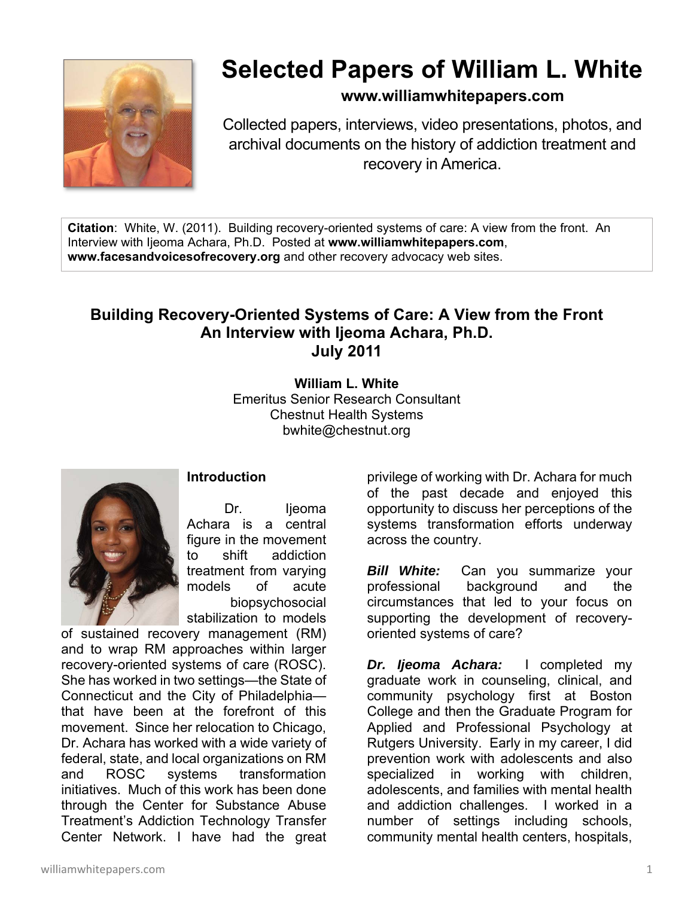# Selected Papers of William L. White

**www.williamwhitepapers.com**

Collected papers, interviews, video presentations, photos, and archival documents on the history of addiction treatment and recovery in America.

**Citation**: White, W. (2011). Building recovery-oriented systems of care: A view from the front. An Interview with Ijeoma Achara, Ph.D. Posted at **www.williamwhitepapers.com**, **www.facesandvoicesofrecovery.org** and other recovery advocacy web sites.

## Building Recovery-Oriented Systems of Care: A View from the Front
## An Interview with Ijeoma Achara, Ph.D.
## July 2011

**William L. White**
Emeritus Senior Research Consultant
Chestnut Health Systems
bwhite@chestnut.org

### Introduction

Dr. Ijeoma Achara is a central figure in the movement to shift addiction treatment from varying models of acute biopsychosocial stabilization to models of sustained recovery management (RM) and to wrap RM approaches within larger recovery-oriented systems of care (ROSC). She has worked in two settings—the State of Connecticut and the City of Philadelphia—that have been at the forefront of this movement. Since her relocation to Chicago, Dr. Achara has worked with a wide variety of federal, state, and local organizations on RM and ROSC systems transformation initiatives. Much of this work has been done through the Center for Substance Abuse Treatment's Addiction Technology Transfer Center Network. I have had the great privilege of working with Dr. Achara for much of the past decade and enjoyed this opportunity to discuss her perceptions of the systems transformation efforts underway across the country.

***Bill White:*** Can you summarize your professional background and the circumstances that led to your focus on supporting the development of recovery-oriented systems of care?

***Dr. Ijeoma Achara:*** I completed my graduate work in counseling, clinical, and community psychology first at Boston College and then the Graduate Program for Applied and Professional Psychology at Rutgers University. Early in my career, I did prevention work with adolescents and also specialized in working with children, adolescents, and families with mental health and addiction challenges. I worked in a number of settings including schools, community mental health centers, hospitals,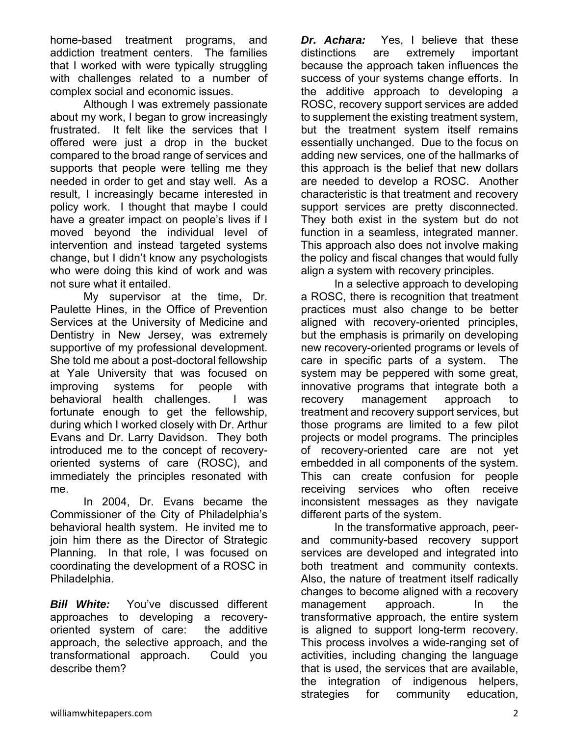home-based treatment programs, and addiction treatment centers. The families that I worked with were typically struggling with challenges related to a number of complex social and economic issues.

Although I was extremely passionate about my work, I began to grow increasingly frustrated. It felt like the services that I offered were just a drop in the bucket compared to the broad range of services and supports that people were telling me they needed in order to get and stay well. As a result, I increasingly became interested in policy work. I thought that maybe I could have a greater impact on people's lives if I moved beyond the individual level of intervention and instead targeted systems change, but I didn't know any psychologists who were doing this kind of work and was not sure what it entailed.

My supervisor at the time, Dr. Paulette Hines, in the Office of Prevention Services at the University of Medicine and Dentistry in New Jersey, was extremely supportive of my professional development. She told me about a post-doctoral fellowship at Yale University that was focused on improving systems for people with behavioral health challenges. I was fortunate enough to get the fellowship, during which I worked closely with Dr. Arthur Evans and Dr. Larry Davidson. They both introduced me to the concept of recovery-oriented systems of care (ROSC), and immediately the principles resonated with me.

In 2004, Dr. Evans became the Commissioner of the City of Philadelphia's behavioral health system. He invited me to join him there as the Director of Strategic Planning. In that role, I was focused on coordinating the development of a ROSC in Philadelphia.

***Bill White:*** You've discussed different approaches to developing a recovery-oriented system of care: the additive approach, the selective approach, and the transformational approach. Could you describe them?

***Dr. Achara:*** Yes, I believe that these distinctions are extremely important because the approach taken influences the success of your systems change efforts. In the additive approach to developing a ROSC, recovery support services are added to supplement the existing treatment system, but the treatment system itself remains essentially unchanged. Due to the focus on adding new services, one of the hallmarks of this approach is the belief that new dollars are needed to develop a ROSC. Another characteristic is that treatment and recovery support services are pretty disconnected. They both exist in the system but do not function in a seamless, integrated manner. This approach also does not involve making the policy and fiscal changes that would fully align a system with recovery principles.

In a selective approach to developing a ROSC, there is recognition that treatment practices must also change to be better aligned with recovery-oriented principles, but the emphasis is primarily on developing new recovery-oriented programs or levels of care in specific parts of a system. The system may be peppered with some great, innovative programs that integrate both a recovery management approach to treatment and recovery support services, but those programs are limited to a few pilot projects or model programs. The principles of recovery-oriented care are not yet embedded in all components of the system. This can create confusion for people receiving services who often receive inconsistent messages as they navigate different parts of the system.

In the transformative approach, peer- and community-based recovery support services are developed and integrated into both treatment and community contexts. Also, the nature of treatment itself radically changes to become aligned with a recovery management approach. In the transformative approach, the entire system is aligned to support long-term recovery. This process involves a wide-ranging set of activities, including changing the language that is used, the services that are available, the integration of indigenous helpers, strategies for community education,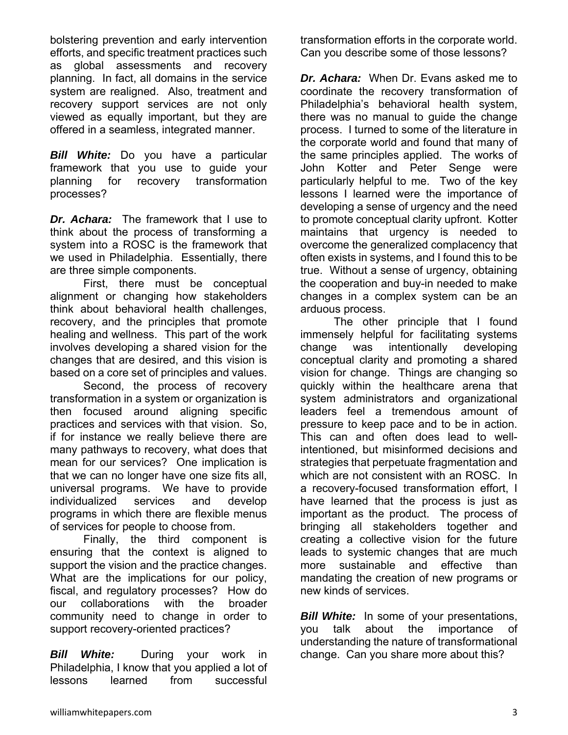bolstering prevention and early intervention efforts, and specific treatment practices such as global assessments and recovery planning. In fact, all domains in the service system are realigned. Also, treatment and recovery support services are not only viewed as equally important, but they are offered in a seamless, integrated manner.

***Bill White:*** Do you have a particular framework that you use to guide your planning for recovery transformation processes?

***Dr. Achara:*** The framework that I use to think about the process of transforming a system into a ROSC is the framework that we used in Philadelphia. Essentially, there are three simple components.

First, there must be conceptual alignment or changing how stakeholders think about behavioral health challenges, recovery, and the principles that promote healing and wellness. This part of the work involves developing a shared vision for the changes that are desired, and this vision is based on a core set of principles and values.

Second, the process of recovery transformation in a system or organization is then focused around aligning specific practices and services with that vision. So, if for instance we really believe there are many pathways to recovery, what does that mean for our services? One implication is that we can no longer have one size fits all, universal programs. We have to provide individualized services and develop programs in which there are flexible menus of services for people to choose from.

Finally, the third component is ensuring that the context is aligned to support the vision and the practice changes. What are the implications for our policy, fiscal, and regulatory processes? How do our collaborations with the broader community need to change in order to support recovery-oriented practices?

***Bill White:*** During your work in Philadelphia, I know that you applied a lot of lessons learned from successful transformation efforts in the corporate world. Can you describe some of those lessons?

***Dr. Achara:*** When Dr. Evans asked me to coordinate the recovery transformation of Philadelphia's behavioral health system, there was no manual to guide the change process. I turned to some of the literature in the corporate world and found that many of the same principles applied. The works of John Kotter and Peter Senge were particularly helpful to me. Two of the key lessons I learned were the importance of developing a sense of urgency and the need to promote conceptual clarity upfront. Kotter maintains that urgency is needed to overcome the generalized complacency that often exists in systems, and I found this to be true. Without a sense of urgency, obtaining the cooperation and buy-in needed to make changes in a complex system can be an arduous process.

The other principle that I found immensely helpful for facilitating systems change was intentionally developing conceptual clarity and promoting a shared vision for change. Things are changing so quickly within the healthcare arena that system administrators and organizational leaders feel a tremendous amount of pressure to keep pace and to be in action. This can and often does lead to well-intentioned, but misinformed decisions and strategies that perpetuate fragmentation and which are not consistent with an ROSC. In a recovery-focused transformation effort, I have learned that the process is just as important as the product. The process of bringing all stakeholders together and creating a collective vision for the future leads to systemic changes that are much more sustainable and effective than mandating the creation of new programs or new kinds of services.

***Bill White:*** In some of your presentations, you talk about the importance of understanding the nature of transformational change. Can you share more about this?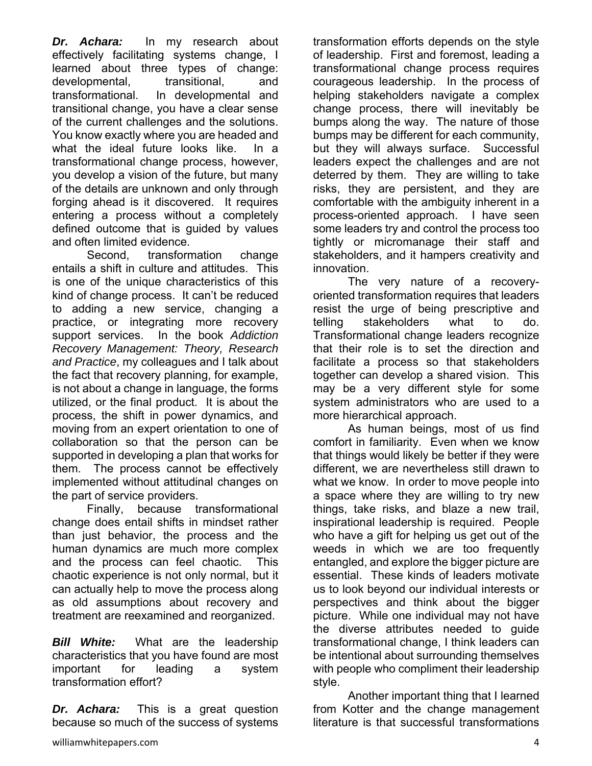***Dr. Achara:*** In my research about effectively facilitating systems change, I learned about three types of change: developmental, transitional, and transformational. In developmental and transitional change, you have a clear sense of the current challenges and the solutions. You know exactly where you are headed and what the ideal future looks like. In a transformational change process, however, you develop a vision of the future, but many of the details are unknown and only through forging ahead is it discovered. It requires entering a process without a completely defined outcome that is guided by values and often limited evidence.

Second, transformation change entails a shift in culture and attitudes. This is one of the unique characteristics of this kind of change process. It can't be reduced to adding a new service, changing a practice, or integrating more recovery support services. In the book *Addiction Recovery Management: Theory, Research and Practice*, my colleagues and I talk about the fact that recovery planning, for example, is not about a change in language, the forms utilized, or the final product. It is about the process, the shift in power dynamics, and moving from an expert orientation to one of collaboration so that the person can be supported in developing a plan that works for them. The process cannot be effectively implemented without attitudinal changes on the part of service providers.

Finally, because transformational change does entail shifts in mindset rather than just behavior, the process and the human dynamics are much more complex and the process can feel chaotic. This chaotic experience is not only normal, but it can actually help to move the process along as old assumptions about recovery and treatment are reexamined and reorganized.

***Bill White:*** What are the leadership characteristics that you have found are most important for leading a system transformation effort?

***Dr. Achara:*** This is a great question because so much of the success of systems transformation efforts depends on the style of leadership. First and foremost, leading a transformational change process requires courageous leadership. In the process of helping stakeholders navigate a complex change process, there will inevitably be bumps along the way. The nature of those bumps may be different for each community, but they will always surface. Successful leaders expect the challenges and are not deterred by them. They are willing to take risks, they are persistent, and they are comfortable with the ambiguity inherent in a process-oriented approach. I have seen some leaders try and control the process too tightly or micromanage their staff and stakeholders, and it hampers creativity and innovation.

The very nature of a recovery-oriented transformation requires that leaders resist the urge of being prescriptive and telling stakeholders what to do. Transformational change leaders recognize that their role is to set the direction and facilitate a process so that stakeholders together can develop a shared vision. This may be a very different style for some system administrators who are used to a more hierarchical approach.

As human beings, most of us find comfort in familiarity. Even when we know that things would likely be better if they were different, we are nevertheless still drawn to what we know. In order to move people into a space where they are willing to try new things, take risks, and blaze a new trail, inspirational leadership is required. People who have a gift for helping us get out of the weeds in which we are too frequently entangled, and explore the bigger picture are essential. These kinds of leaders motivate us to look beyond our individual interests or perspectives and think about the bigger picture. While one individual may not have the diverse attributes needed to guide transformational change, I think leaders can be intentional about surrounding themselves with people who compliment their leadership style.

Another important thing that I learned from Kotter and the change management literature is that successful transformations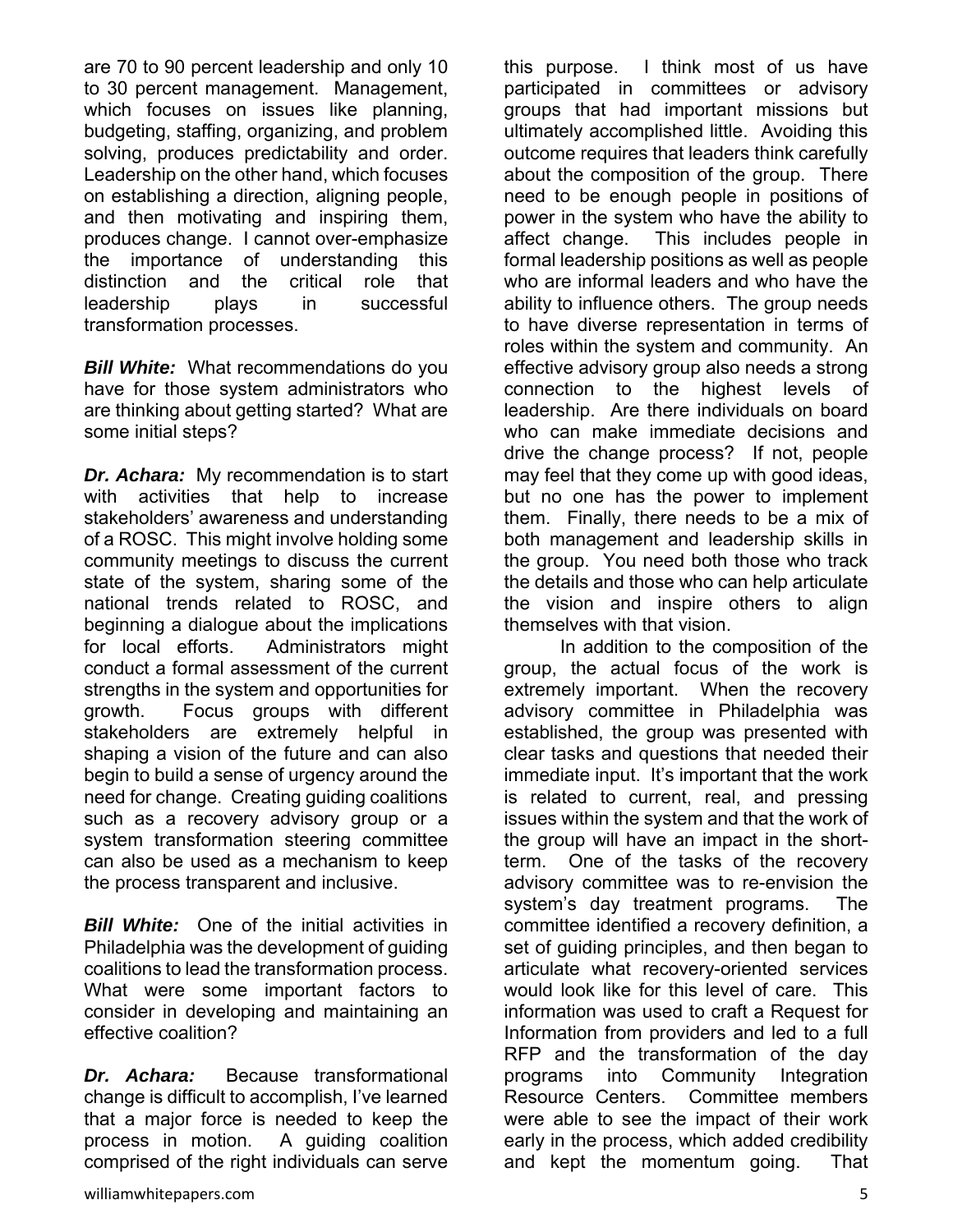are 70 to 90 percent leadership and only 10 to 30 percent management. Management, which focuses on issues like planning, budgeting, staffing, organizing, and problem solving, produces predictability and order. Leadership on the other hand, which focuses on establishing a direction, aligning people, and then motivating and inspiring them, produces change. I cannot over-emphasize the importance of understanding this distinction and the critical role that leadership plays in successful transformation processes.

***Bill White:*** What recommendations do you have for those system administrators who are thinking about getting started? What are some initial steps?

***Dr. Achara:*** My recommendation is to start with activities that help to increase stakeholders' awareness and understanding of a ROSC. This might involve holding some community meetings to discuss the current state of the system, sharing some of the national trends related to ROSC, and beginning a dialogue about the implications for local efforts. Administrators might conduct a formal assessment of the current strengths in the system and opportunities for growth. Focus groups with different stakeholders are extremely helpful in shaping a vision of the future and can also begin to build a sense of urgency around the need for change. Creating guiding coalitions such as a recovery advisory group or a system transformation steering committee can also be used as a mechanism to keep the process transparent and inclusive.

***Bill White:*** One of the initial activities in Philadelphia was the development of guiding coalitions to lead the transformation process. What were some important factors to consider in developing and maintaining an effective coalition?

***Dr. Achara:*** Because transformational change is difficult to accomplish, I've learned that a major force is needed to keep the process in motion. A guiding coalition comprised of the right individuals can serve this purpose. I think most of us have participated in committees or advisory groups that had important missions but ultimately accomplished little. Avoiding this outcome requires that leaders think carefully about the composition of the group. There need to be enough people in positions of power in the system who have the ability to affect change. This includes people in formal leadership positions as well as people who are informal leaders and who have the ability to influence others. The group needs to have diverse representation in terms of roles within the system and community. An effective advisory group also needs a strong connection to the highest levels of leadership. Are there individuals on board who can make immediate decisions and drive the change process? If not, people may feel that they come up with good ideas, but no one has the power to implement them. Finally, there needs to be a mix of both management and leadership skills in the group. You need both those who track the details and those who can help articulate the vision and inspire others to align themselves with that vision.

In addition to the composition of the group, the actual focus of the work is extremely important. When the recovery advisory committee in Philadelphia was established, the group was presented with clear tasks and questions that needed their immediate input. It's important that the work is related to current, real, and pressing issues within the system and that the work of the group will have an impact in the short-term. One of the tasks of the recovery advisory committee was to re-envision the system's day treatment programs. The committee identified a recovery definition, a set of guiding principles, and then began to articulate what recovery-oriented services would look like for this level of care. This information was used to craft a Request for Information from providers and led to a full RFP and the transformation of the day programs into Community Integration Resource Centers. Committee members were able to see the impact of their work early in the process, which added credibility and kept the momentum going. That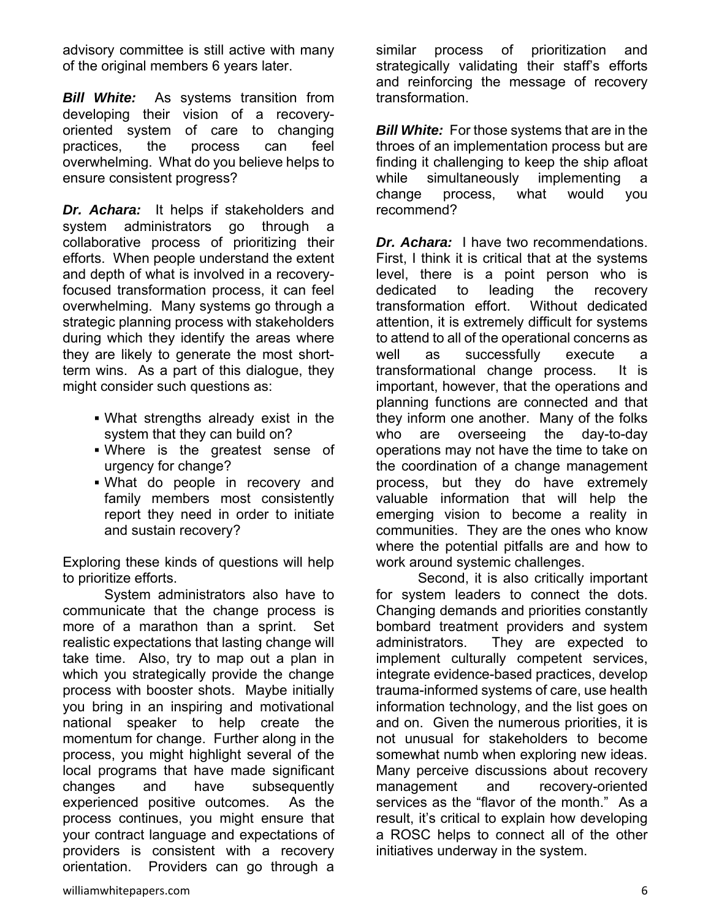advisory committee is still active with many of the original members 6 years later.

***Bill White:*** As systems transition from developing their vision of a recovery-oriented system of care to changing practices, the process can feel overwhelming. What do you believe helps to ensure consistent progress?

***Dr. Achara:*** It helps if stakeholders and system administrators go through a collaborative process of prioritizing their efforts. When people understand the extent and depth of what is involved in a recovery-focused transformation process, it can feel overwhelming. Many systems go through a strategic planning process with stakeholders during which they identify the areas where they are likely to generate the most short-term wins. As a part of this dialogue, they might consider such questions as:

- What strengths already exist in the system that they can build on?
- Where is the greatest sense of urgency for change?
- What do people in recovery and family members most consistently report they need in order to initiate and sustain recovery?

Exploring these kinds of questions will help to prioritize efforts.

System administrators also have to communicate that the change process is more of a marathon than a sprint. Set realistic expectations that lasting change will take time. Also, try to map out a plan in which you strategically provide the change process with booster shots. Maybe initially you bring in an inspiring and motivational national speaker to help create the momentum for change. Further along in the process, you might highlight several of the local programs that have made significant changes and have subsequently experienced positive outcomes. As the process continues, you might ensure that your contract language and expectations of providers is consistent with a recovery orientation. Providers can go through a similar process of prioritization and strategically validating their staff's efforts and reinforcing the message of recovery transformation.

***Bill White:*** For those systems that are in the throes of an implementation process but are finding it challenging to keep the ship afloat while simultaneously implementing a change process, what would you recommend?

***Dr. Achara:*** I have two recommendations. First, I think it is critical that at the systems level, there is a point person who is dedicated to leading the recovery transformation effort. Without dedicated attention, it is extremely difficult for systems to attend to all of the operational concerns as well as successfully execute a transformational change process. It is important, however, that the operations and planning functions are connected and that they inform one another. Many of the folks who are overseeing the day-to-day operations may not have the time to take on the coordination of a change management process, but they do have extremely valuable information that will help the emerging vision to become a reality in communities. They are the ones who know where the potential pitfalls are and how to work around systemic challenges.

Second, it is also critically important for system leaders to connect the dots. Changing demands and priorities constantly bombard treatment providers and system administrators. They are expected to implement culturally competent services, integrate evidence-based practices, develop trauma-informed systems of care, use health information technology, and the list goes on and on. Given the numerous priorities, it is not unusual for stakeholders to become somewhat numb when exploring new ideas. Many perceive discussions about recovery management and recovery-oriented services as the "flavor of the month." As a result, it's critical to explain how developing a ROSC helps to connect all of the other initiatives underway in the system.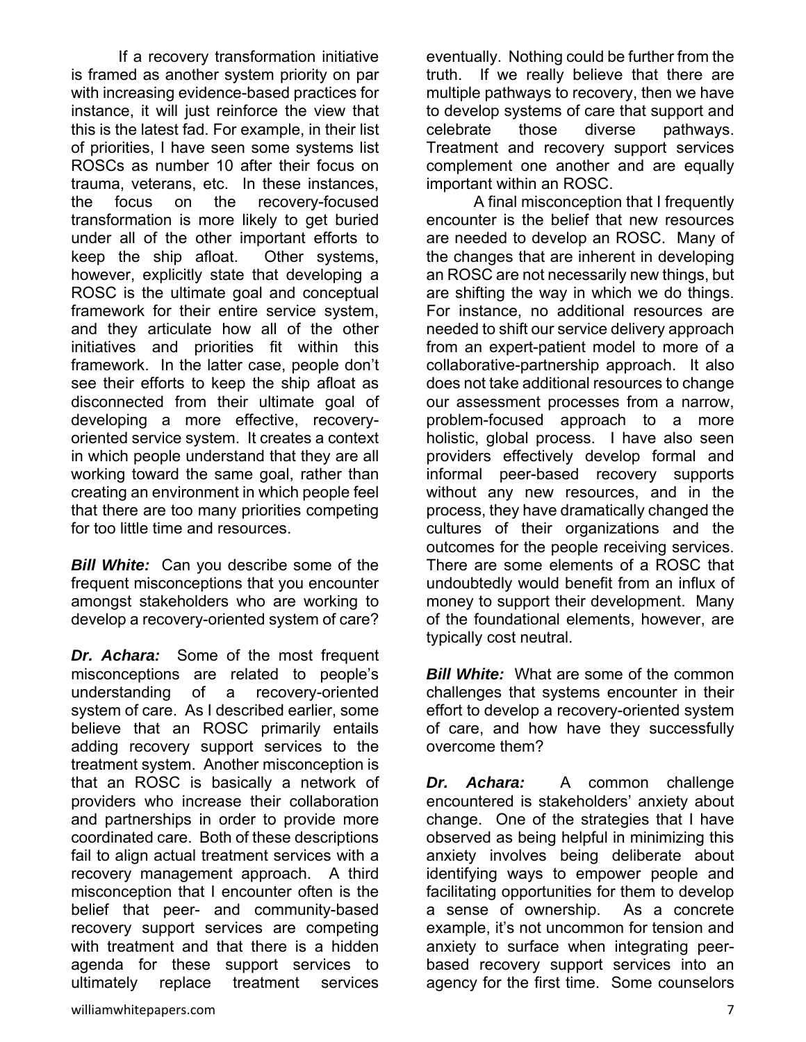If a recovery transformation initiative is framed as another system priority on par with increasing evidence-based practices for instance, it will just reinforce the view that this is the latest fad. For example, in their list of priorities, I have seen some systems list ROSCs as number 10 after their focus on trauma, veterans, etc. In these instances, the focus on the recovery-focused transformation is more likely to get buried under all of the other important efforts to keep the ship afloat. Other systems, however, explicitly state that developing a ROSC is the ultimate goal and conceptual framework for their entire service system, and they articulate how all of the other initiatives and priorities fit within this framework. In the latter case, people don't see their efforts to keep the ship afloat as disconnected from their ultimate goal of developing a more effective, recovery-oriented service system. It creates a context in which people understand that they are all working toward the same goal, rather than creating an environment in which people feel that there are too many priorities competing for too little time and resources.

***Bill White:*** Can you describe some of the frequent misconceptions that you encounter amongst stakeholders who are working to develop a recovery-oriented system of care?

***Dr. Achara:*** Some of the most frequent misconceptions are related to people's understanding of a recovery-oriented system of care. As I described earlier, some believe that an ROSC primarily entails adding recovery support services to the treatment system. Another misconception is that an ROSC is basically a network of providers who increase their collaboration and partnerships in order to provide more coordinated care. Both of these descriptions fail to align actual treatment services with a recovery management approach. A third misconception that I encounter often is the belief that peer- and community-based recovery support services are competing with treatment and that there is a hidden agenda for these support services to ultimately replace treatment services eventually. Nothing could be further from the truth. If we really believe that there are multiple pathways to recovery, then we have to develop systems of care that support and celebrate those diverse pathways. Treatment and recovery support services complement one another and are equally important within an ROSC.

A final misconception that I frequently encounter is the belief that new resources are needed to develop an ROSC. Many of the changes that are inherent in developing an ROSC are not necessarily new things, but are shifting the way in which we do things. For instance, no additional resources are needed to shift our service delivery approach from an expert-patient model to more of a collaborative-partnership approach. It also does not take additional resources to change our assessment processes from a narrow, problem-focused approach to a more holistic, global process. I have also seen providers effectively develop formal and informal peer-based recovery supports without any new resources, and in the process, they have dramatically changed the cultures of their organizations and the outcomes for the people receiving services. There are some elements of a ROSC that undoubtedly would benefit from an influx of money to support their development. Many of the foundational elements, however, are typically cost neutral.

***Bill White:*** What are some of the common challenges that systems encounter in their effort to develop a recovery-oriented system of care, and how have they successfully overcome them?

***Dr. Achara:*** A common challenge encountered is stakeholders' anxiety about change. One of the strategies that I have observed as being helpful in minimizing this anxiety involves being deliberate about identifying ways to empower people and facilitating opportunities for them to develop a sense of ownership. As a concrete example, it's not uncommon for tension and anxiety to surface when integrating peer-based recovery support services into an agency for the first time. Some counselors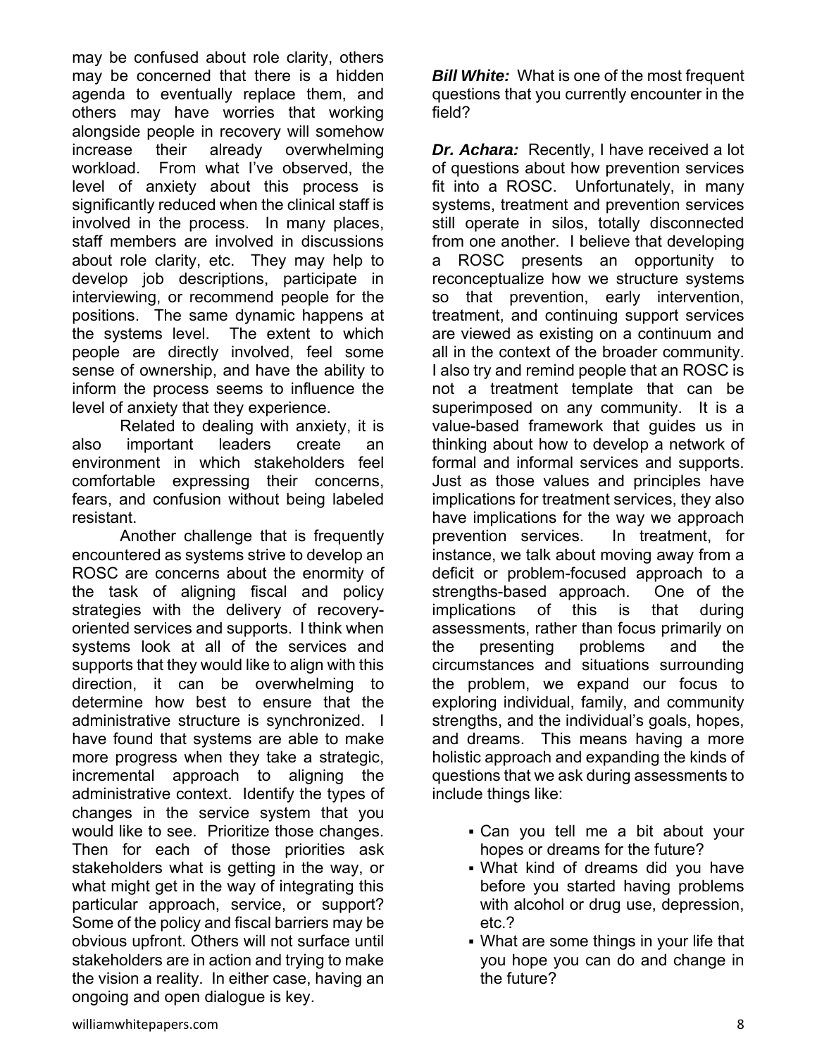may be confused about role clarity, others may be concerned that there is a hidden agenda to eventually replace them, and others may have worries that working alongside people in recovery will somehow increase their already overwhelming workload. From what I've observed, the level of anxiety about this process is significantly reduced when the clinical staff is involved in the process. In many places, staff members are involved in discussions about role clarity, etc. They may help to develop job descriptions, participate in interviewing, or recommend people for the positions. The same dynamic happens at the systems level. The extent to which people are directly involved, feel some sense of ownership, and have the ability to inform the process seems to influence the level of anxiety that they experience.

Related to dealing with anxiety, it is also important leaders create an environment in which stakeholders feel comfortable expressing their concerns, fears, and confusion without being labeled resistant.

Another challenge that is frequently encountered as systems strive to develop an ROSC are concerns about the enormity of the task of aligning fiscal and policy strategies with the delivery of recovery-oriented services and supports. I think when systems look at all of the services and supports that they would like to align with this direction, it can be overwhelming to determine how best to ensure that the administrative structure is synchronized. I have found that systems are able to make more progress when they take a strategic, incremental approach to aligning the administrative context. Identify the types of changes in the service system that you would like to see. Prioritize those changes. Then for each of those priorities ask stakeholders what is getting in the way, or what might get in the way of integrating this particular approach, service, or support? Some of the policy and fiscal barriers may be obvious upfront. Others will not surface until stakeholders are in action and trying to make the vision a reality. In either case, having an ongoing and open dialogue is key.

***Bill White:*** What is one of the most frequent questions that you currently encounter in the field?

***Dr. Achara:*** Recently, I have received a lot of questions about how prevention services fit into a ROSC. Unfortunately, in many systems, treatment and prevention services still operate in silos, totally disconnected from one another. I believe that developing a ROSC presents an opportunity to reconceptualize how we structure systems so that prevention, early intervention, treatment, and continuing support services are viewed as existing on a continuum and all in the context of the broader community. I also try and remind people that an ROSC is not a treatment template that can be superimposed on any community. It is a value-based framework that guides us in thinking about how to develop a network of formal and informal services and supports. Just as those values and principles have implications for treatment services, they also have implications for the way we approach prevention services. In treatment, for instance, we talk about moving away from a deficit or problem-focused approach to a strengths-based approach. One of the implications of this is that during assessments, rather than focus primarily on the presenting problems and the circumstances and situations surrounding the problem, we expand our focus to exploring individual, family, and community strengths, and the individual's goals, hopes, and dreams. This means having a more holistic approach and expanding the kinds of questions that we ask during assessments to include things like:

- Can you tell me a bit about your hopes or dreams for the future?
- What kind of dreams did you have before you started having problems with alcohol or drug use, depression, etc.?
- What are some things in your life that you hope you can do and change in the future?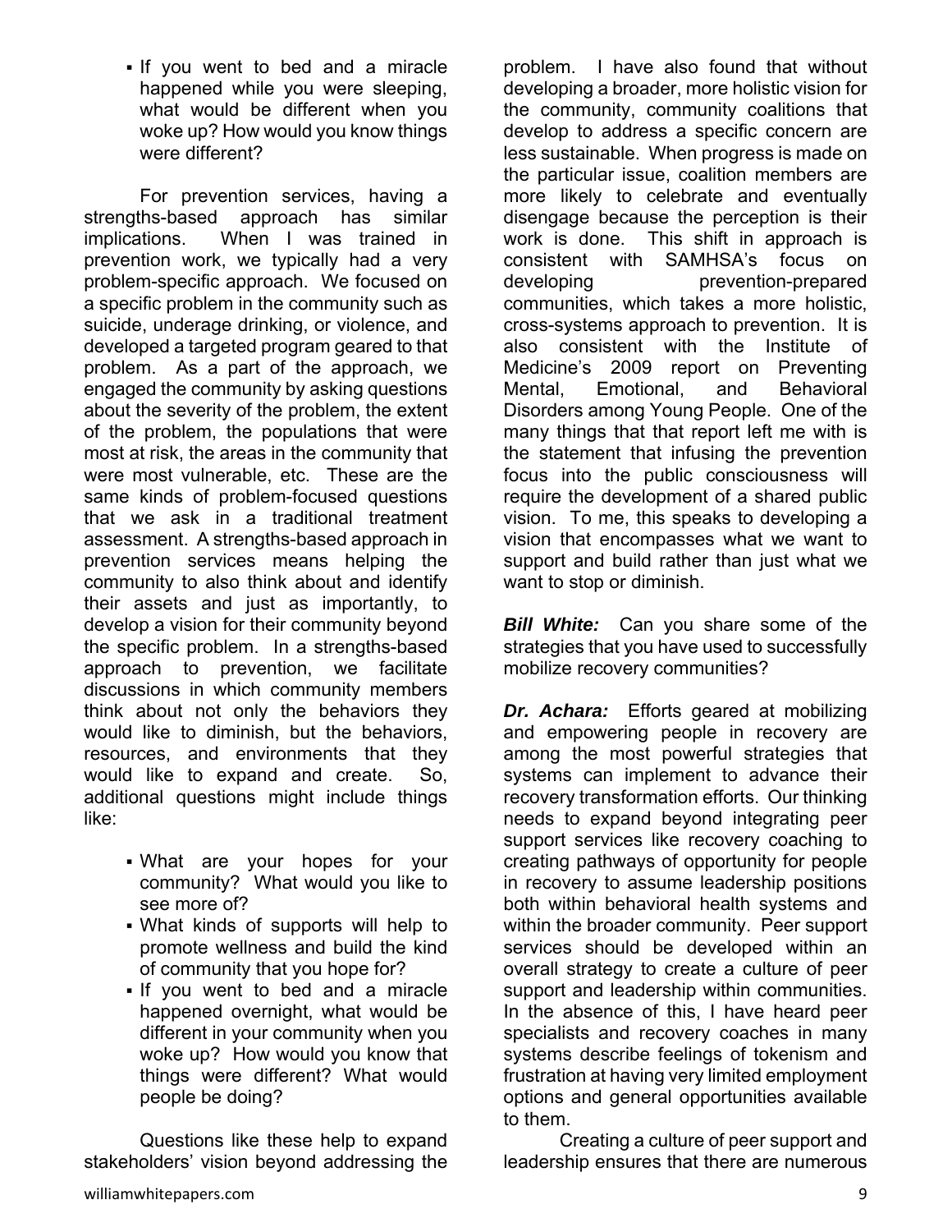- If you went to bed and a miracle happened while you were sleeping, what would be different when you woke up? How would you know things were different?

For prevention services, having a strengths-based approach has similar implications. When I was trained in prevention work, we typically had a very problem-specific approach. We focused on a specific problem in the community such as suicide, underage drinking, or violence, and developed a targeted program geared to that problem. As a part of the approach, we engaged the community by asking questions about the severity of the problem, the extent of the problem, the populations that were most at risk, the areas in the community that were most vulnerable, etc. These are the same kinds of problem-focused questions that we ask in a traditional treatment assessment. A strengths-based approach in prevention services means helping the community to also think about and identify their assets and just as importantly, to develop a vision for their community beyond the specific problem. In a strengths-based approach to prevention, we facilitate discussions in which community members think about not only the behaviors they would like to diminish, but the behaviors, resources, and environments that they would like to expand and create. So, additional questions might include things like:

- What are your hopes for your community? What would you like to see more of?
- What kinds of supports will help to promote wellness and build the kind of community that you hope for?
- If you went to bed and a miracle happened overnight, what would be different in your community when you woke up? How would you know that things were different? What would people be doing?

Questions like these help to expand stakeholders' vision beyond addressing the problem. I have also found that without developing a broader, more holistic vision for the community, community coalitions that develop to address a specific concern are less sustainable. When progress is made on the particular issue, coalition members are more likely to celebrate and eventually disengage because the perception is their work is done. This shift in approach is consistent with SAMHSA's focus on developing prevention-prepared communities, which takes a more holistic, cross-systems approach to prevention. It is also consistent with the Institute of Medicine's 2009 report on Preventing Mental, Emotional, and Behavioral Disorders among Young People. One of the many things that that report left me with is the statement that infusing the prevention focus into the public consciousness will require the development of a shared public vision. To me, this speaks to developing a vision that encompasses what we want to support and build rather than just what we want to stop or diminish.

***Bill White:*** Can you share some of the strategies that you have used to successfully mobilize recovery communities?

***Dr. Achara:*** Efforts geared at mobilizing and empowering people in recovery are among the most powerful strategies that systems can implement to advance their recovery transformation efforts. Our thinking needs to expand beyond integrating peer support services like recovery coaching to creating pathways of opportunity for people in recovery to assume leadership positions both within behavioral health systems and within the broader community. Peer support services should be developed within an overall strategy to create a culture of peer support and leadership within communities. In the absence of this, I have heard peer specialists and recovery coaches in many systems describe feelings of tokenism and frustration at having very limited employment options and general opportunities available to them.

Creating a culture of peer support and leadership ensures that there are numerous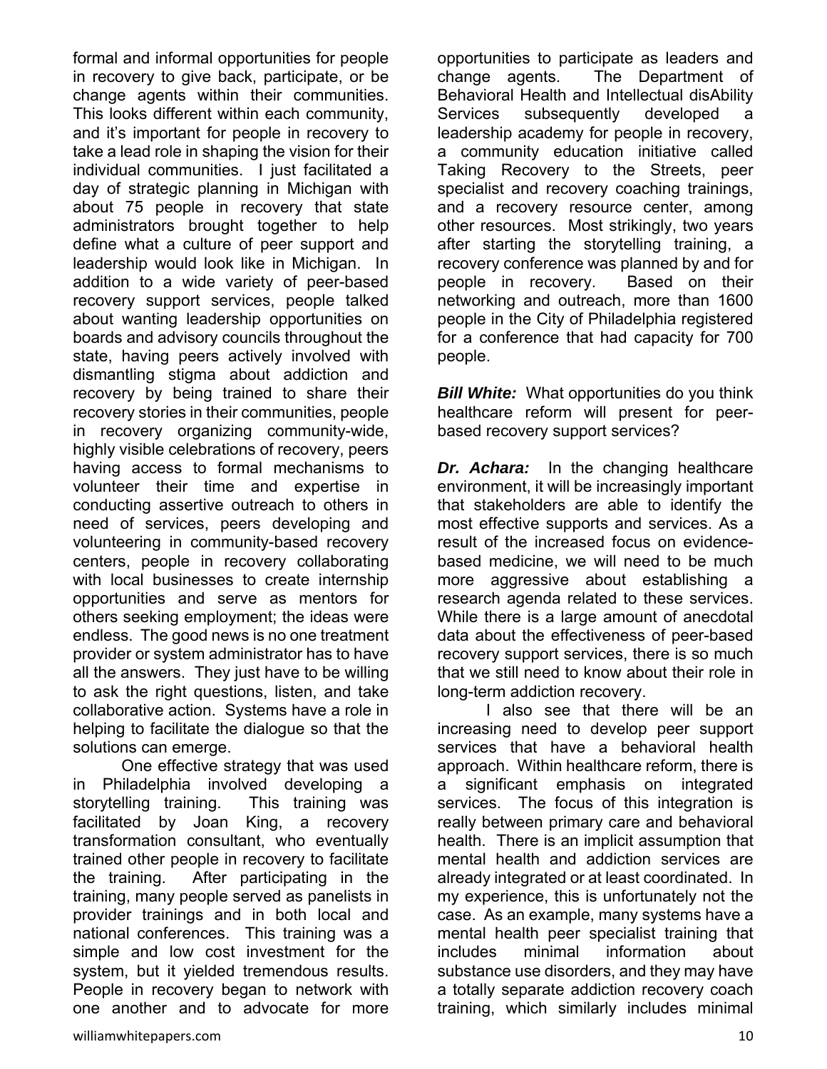formal and informal opportunities for people in recovery to give back, participate, or be change agents within their communities. This looks different within each community, and it's important for people in recovery to take a lead role in shaping the vision for their individual communities. I just facilitated a day of strategic planning in Michigan with about 75 people in recovery that state administrators brought together to help define what a culture of peer support and leadership would look like in Michigan. In addition to a wide variety of peer-based recovery support services, people talked about wanting leadership opportunities on boards and advisory councils throughout the state, having peers actively involved with dismantling stigma about addiction and recovery by being trained to share their recovery stories in their communities, people in recovery organizing community-wide, highly visible celebrations of recovery, peers having access to formal mechanisms to volunteer their time and expertise in conducting assertive outreach to others in need of services, peers developing and volunteering in community-based recovery centers, people in recovery collaborating with local businesses to create internship opportunities and serve as mentors for others seeking employment; the ideas were endless. The good news is no one treatment provider or system administrator has to have all the answers. They just have to be willing to ask the right questions, listen, and take collaborative action. Systems have a role in helping to facilitate the dialogue so that the solutions can emerge.

One effective strategy that was used in Philadelphia involved developing a storytelling training. This training was facilitated by Joan King, a recovery transformation consultant, who eventually trained other people in recovery to facilitate the training. After participating in the training, many people served as panelists in provider trainings and in both local and national conferences. This training was a simple and low cost investment for the system, but it yielded tremendous results. People in recovery began to network with one another and to advocate for more opportunities to participate as leaders and change agents. The Department of Behavioral Health and Intellectual disAbility Services subsequently developed a leadership academy for people in recovery, a community education initiative called Taking Recovery to the Streets, peer specialist and recovery coaching trainings, and a recovery resource center, among other resources. Most strikingly, two years after starting the storytelling training, a recovery conference was planned by and for people in recovery. Based on their networking and outreach, more than 1600 people in the City of Philadelphia registered for a conference that had capacity for 700 people.

***Bill White:*** What opportunities do you think healthcare reform will present for peer-based recovery support services?

***Dr. Achara:*** In the changing healthcare environment, it will be increasingly important that stakeholders are able to identify the most effective supports and services. As a result of the increased focus on evidence-based medicine, we will need to be much more aggressive about establishing a research agenda related to these services. While there is a large amount of anecdotal data about the effectiveness of peer-based recovery support services, there is so much that we still need to know about their role in long-term addiction recovery.

I also see that there will be an increasing need to develop peer support services that have a behavioral health approach. Within healthcare reform, there is a significant emphasis on integrated services. The focus of this integration is really between primary care and behavioral health. There is an implicit assumption that mental health and addiction services are already integrated or at least coordinated. In my experience, this is unfortunately not the case. As an example, many systems have a mental health peer specialist training that includes minimal information about substance use disorders, and they may have a totally separate addiction recovery coach training, which similarly includes minimal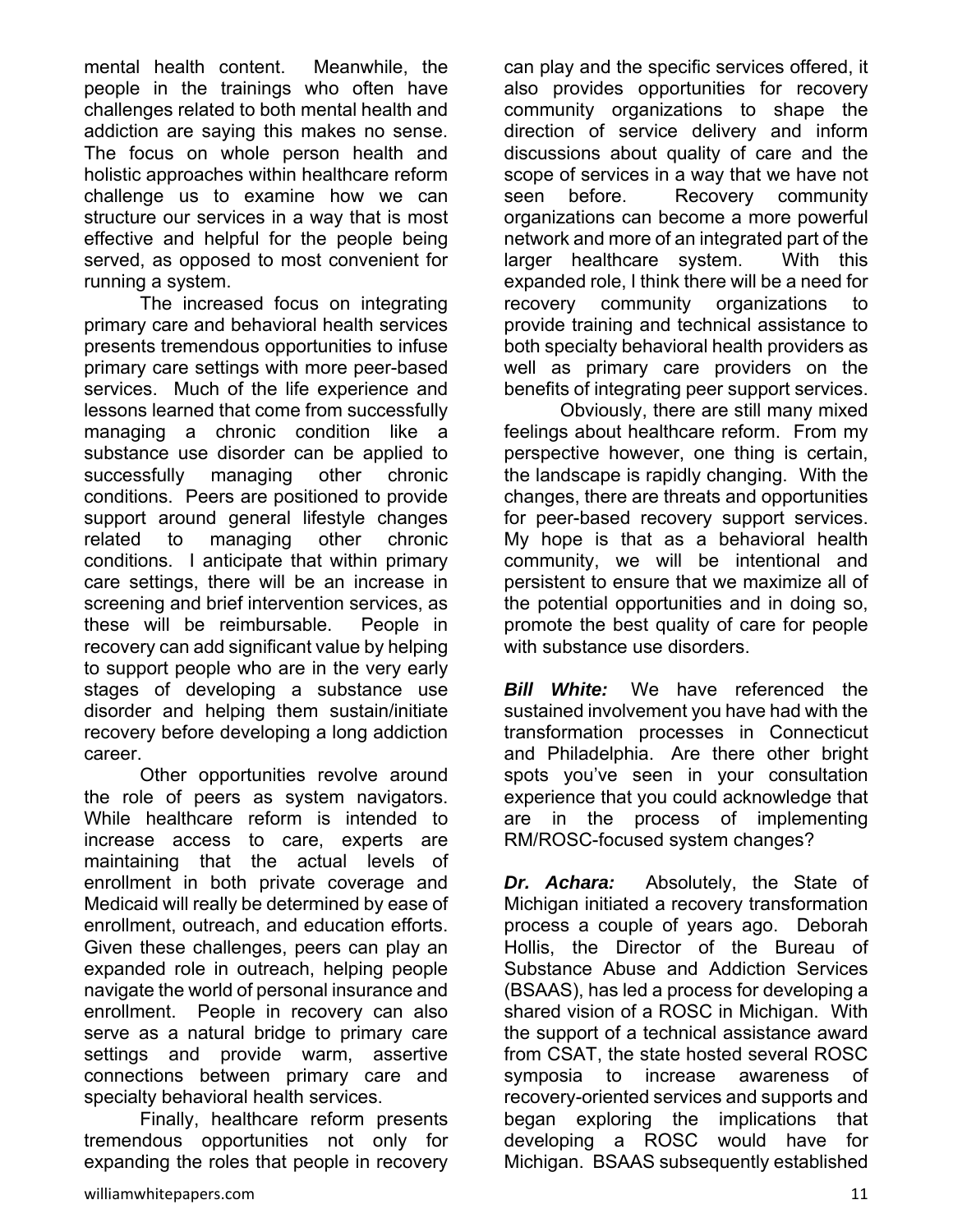mental health content. Meanwhile, the people in the trainings who often have challenges related to both mental health and addiction are saying this makes no sense. The focus on whole person health and holistic approaches within healthcare reform challenge us to examine how we can structure our services in a way that is most effective and helpful for the people being served, as opposed to most convenient for running a system.

The increased focus on integrating primary care and behavioral health services presents tremendous opportunities to infuse primary care settings with more peer-based services. Much of the life experience and lessons learned that come from successfully managing a chronic condition like a substance use disorder can be applied to successfully managing other chronic conditions. Peers are positioned to provide support around general lifestyle changes related to managing other chronic conditions. I anticipate that within primary care settings, there will be an increase in screening and brief intervention services, as these will be reimbursable. People in recovery can add significant value by helping to support people who are in the very early stages of developing a substance use disorder and helping them sustain/initiate recovery before developing a long addiction career.

Other opportunities revolve around the role of peers as system navigators. While healthcare reform is intended to increase access to care, experts are maintaining that the actual levels of enrollment in both private coverage and Medicaid will really be determined by ease of enrollment, outreach, and education efforts. Given these challenges, peers can play an expanded role in outreach, helping people navigate the world of personal insurance and enrollment. People in recovery can also serve as a natural bridge to primary care settings and provide warm, assertive connections between primary care and specialty behavioral health services.

Finally, healthcare reform presents tremendous opportunities not only for expanding the roles that people in recovery can play and the specific services offered, it also provides opportunities for recovery community organizations to shape the direction of service delivery and inform discussions about quality of care and the scope of services in a way that we have not seen before. Recovery community organizations can become a more powerful network and more of an integrated part of the larger healthcare system. With this expanded role, I think there will be a need for recovery community organizations to provide training and technical assistance to both specialty behavioral health providers as well as primary care providers on the benefits of integrating peer support services.

Obviously, there are still many mixed feelings about healthcare reform. From my perspective however, one thing is certain, the landscape is rapidly changing. With the changes, there are threats and opportunities for peer-based recovery support services. My hope is that as a behavioral health community, we will be intentional and persistent to ensure that we maximize all of the potential opportunities and in doing so, promote the best quality of care for people with substance use disorders.

***Bill White:*** We have referenced the sustained involvement you have had with the transformation processes in Connecticut and Philadelphia. Are there other bright spots you've seen in your consultation experience that you could acknowledge that are in the process of implementing RM/ROSC-focused system changes?

***Dr. Achara:*** Absolutely, the State of Michigan initiated a recovery transformation process a couple of years ago. Deborah Hollis, the Director of the Bureau of Substance Abuse and Addiction Services (BSAAS), has led a process for developing a shared vision of a ROSC in Michigan. With the support of a technical assistance award from CSAT, the state hosted several ROSC symposia to increase awareness of recovery-oriented services and supports and began exploring the implications that developing a ROSC would have for Michigan. BSAAS subsequently established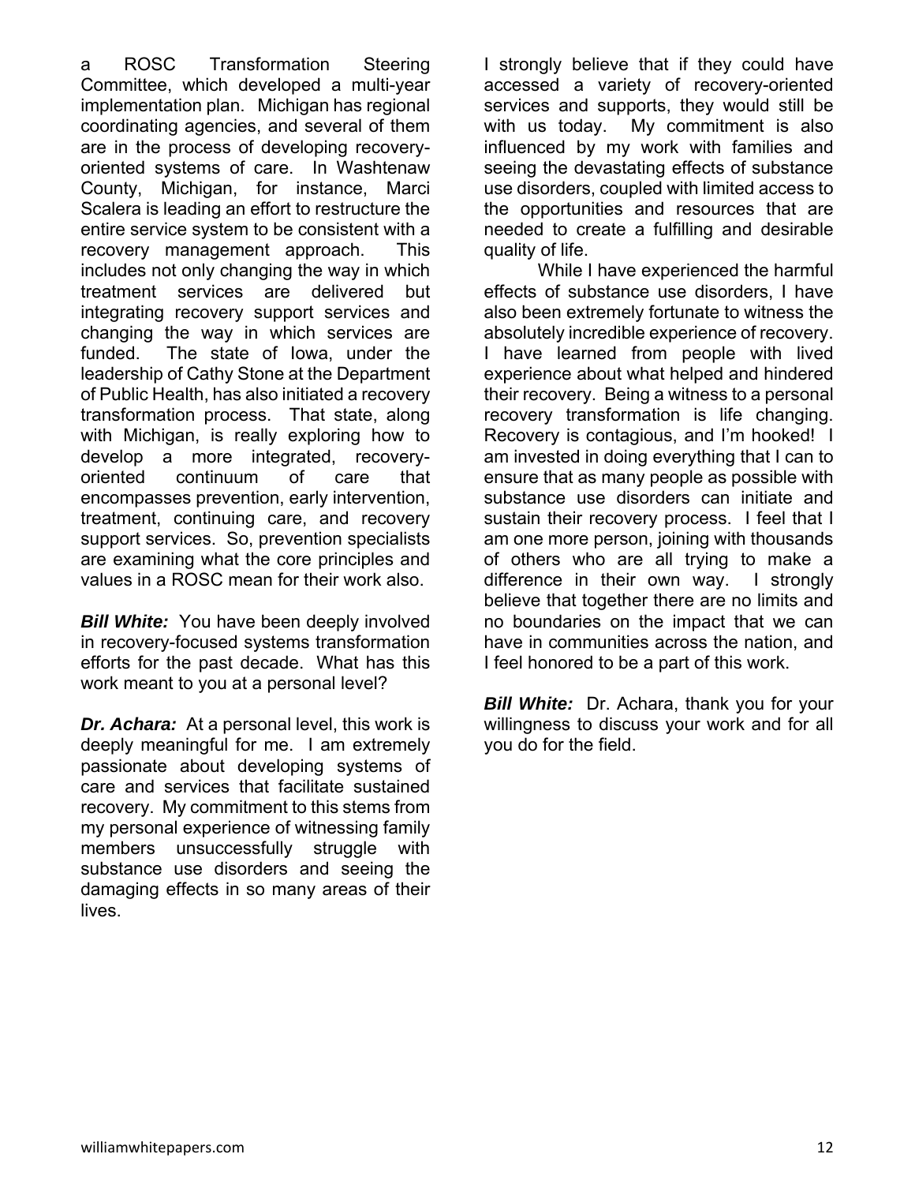a ROSC Transformation Steering Committee, which developed a multi-year implementation plan. Michigan has regional coordinating agencies, and several of them are in the process of developing recovery-oriented systems of care. In Washtenaw County, Michigan, for instance, Marci Scalera is leading an effort to restructure the entire service system to be consistent with a recovery management approach. This includes not only changing the way in which treatment services are delivered but integrating recovery support services and changing the way in which services are funded. The state of Iowa, under the leadership of Cathy Stone at the Department of Public Health, has also initiated a recovery transformation process. That state, along with Michigan, is really exploring how to develop a more integrated, recovery-oriented continuum of care that encompasses prevention, early intervention, treatment, continuing care, and recovery support services. So, prevention specialists are examining what the core principles and values in a ROSC mean for their work also.

***Bill White:*** You have been deeply involved in recovery-focused systems transformation efforts for the past decade. What has this work meant to you at a personal level?

***Dr. Achara:*** At a personal level, this work is deeply meaningful for me. I am extremely passionate about developing systems of care and services that facilitate sustained recovery. My commitment to this stems from my personal experience of witnessing family members unsuccessfully struggle with substance use disorders and seeing the damaging effects in so many areas of their lives. I strongly believe that if they could have accessed a variety of recovery-oriented services and supports, they would still be with us today. My commitment is also influenced by my work with families and seeing the devastating effects of substance use disorders, coupled with limited access to the opportunities and resources that are needed to create a fulfilling and desirable quality of life.

While I have experienced the harmful effects of substance use disorders, I have also been extremely fortunate to witness the absolutely incredible experience of recovery. I have learned from people with lived experience about what helped and hindered their recovery. Being a witness to a personal recovery transformation is life changing. Recovery is contagious, and I'm hooked! I am invested in doing everything that I can to ensure that as many people as possible with substance use disorders can initiate and sustain their recovery process. I feel that I am one more person, joining with thousands of others who are all trying to make a difference in their own way. I strongly believe that together there are no limits and no boundaries on the impact that we can have in communities across the nation, and I feel honored to be a part of this work.

***Bill White:*** Dr. Achara, thank you for your willingness to discuss your work and for all you do for the field.